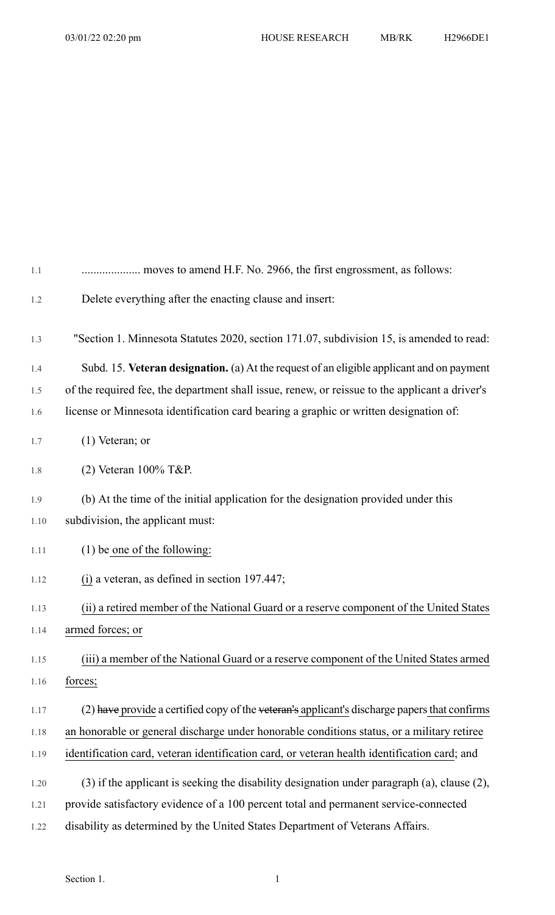.................... moves to amend H.F. No. 2966, the first engrossment, as follows:

Delete everything after the enacting clause and insert:

"Section 1. Minnesota Statutes 2020, section 171.07, subdivision 15, is amended to read:

Subd. 15. **Veteran designation.** (a) At the request of an eligible applicant and on payment of the required fee, the department shall issue, renew, or reissue to the applicant a driver's license or Minnesota identification card bearing a graphic or written designation of:

(1) Veteran; or

(2) Veteran 100% T&P.

(b) At the time of the initial application for the designation provided under this subdivision, the applicant must:

(1) be one of the following:

(i) a veteran, as defined in section 197.447;

(ii) a retired member of the National Guard or a reserve component of the United States armed forces; or

(iii) a member of the National Guard or a reserve component of the United States armed forces;

(2) ~~have~~ provide a certified copy of the ~~veteran's~~ applicant's discharge papers that confirms an honorable or general discharge under honorable conditions status, or a military retiree identification card, veteran identification card, or veteran health identification card; and

(3) if the applicant is seeking the disability designation under paragraph (a), clause (2), provide satisfactory evidence of a 100 percent total and permanent service-connected disability as determined by the United States Department of Veterans Affairs.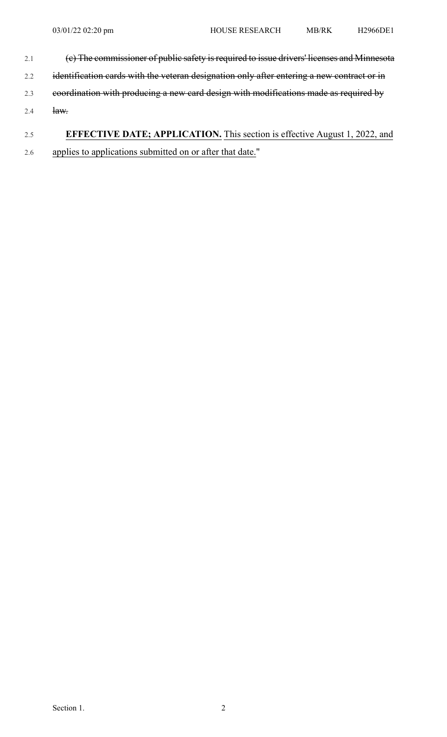~~(c) The commissioner of public safety is required to issue drivers' licenses and Minnesota identification cards with the veteran designation only after entering a new contract or in coordination with producing a new card design with modifications made as required by law.~~

**EFFECTIVE DATE; APPLICATION.** This section is effective August 1, 2022, and applies to applications submitted on or after that date."